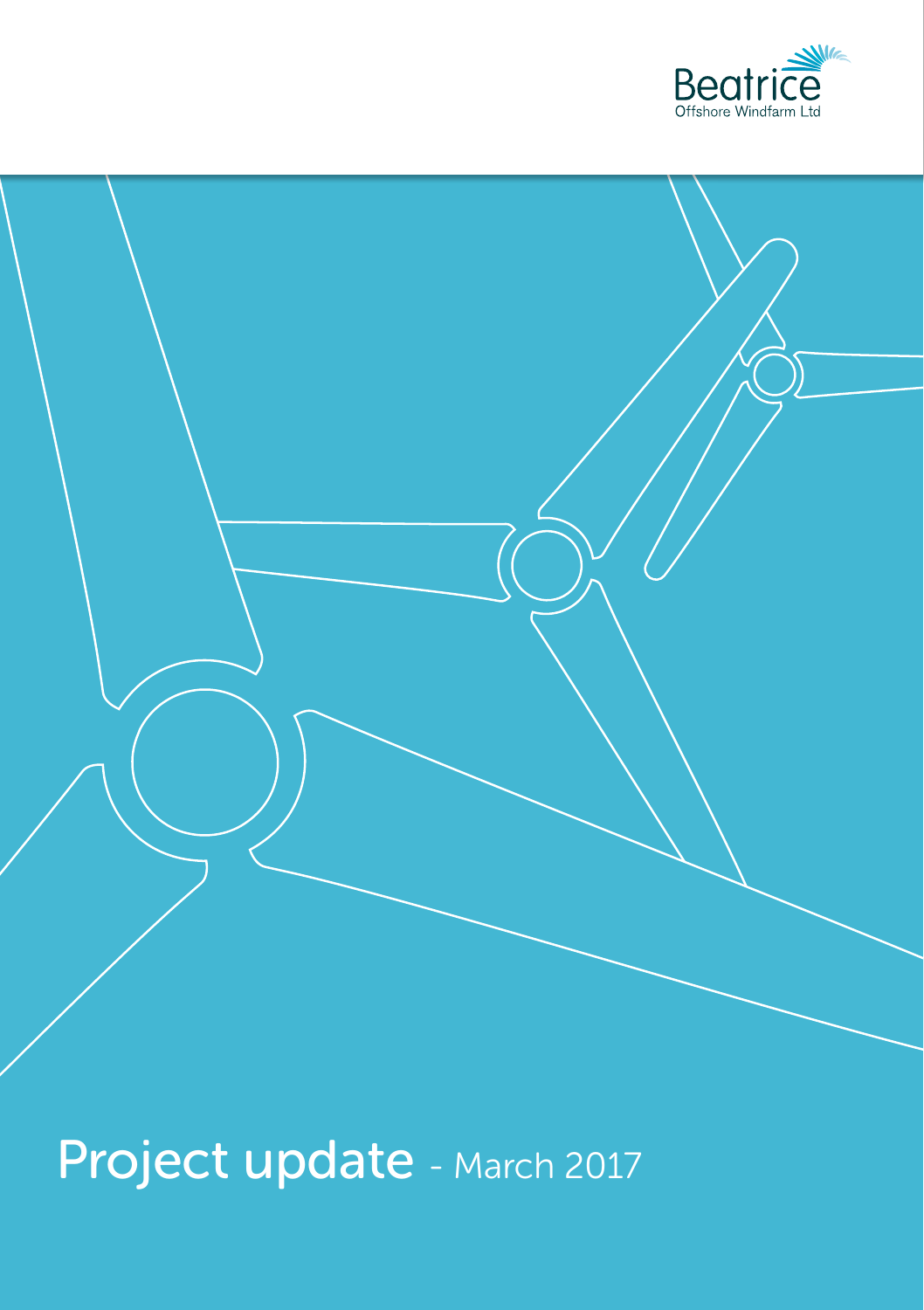Beatrice
Offshore Windfarm Ltd

# Project update - March 2017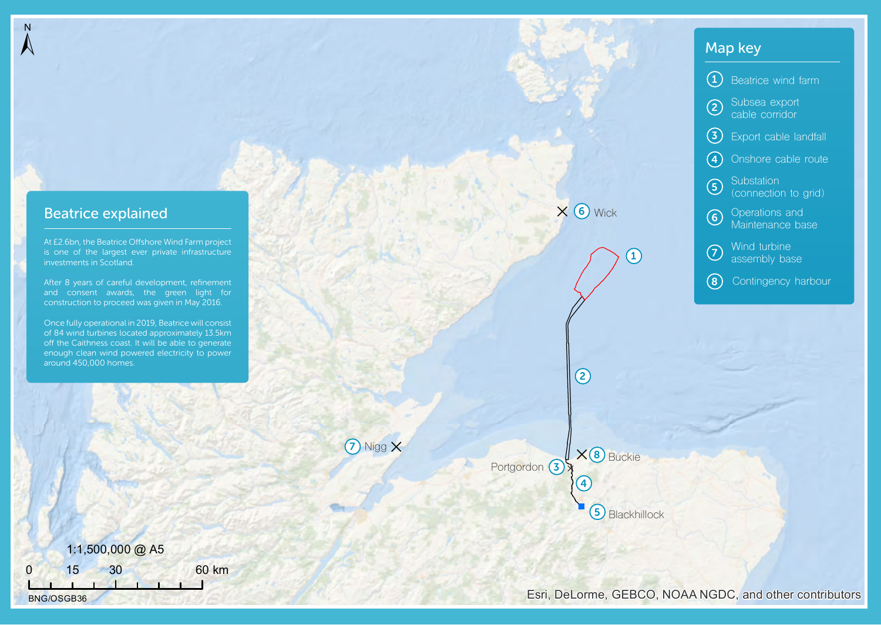## Beatrice explained

At £2.6bn, the Beatrice Offshore Wind Farm project is one of the largest ever private infrastructure investments in Scotland.

After 8 years of careful development, refinement and consent awards, the green light for construction to proceed was given in May 2016.

Once fully operational in 2019, Beatrice will consist of 84 wind turbines located approximately 13.5km off the Caithness coast. It will be able to generate enough clean wind powered electricity to power around 450,000 homes.

## Map key

1. Beatrice wind farm
2. Subsea export cable corridor
3. Export cable landfall
4. Onshore cable route
5. Substation (connection to grid)
6. Operations and Maintenance base
7. Wind turbine assembly base
8. Contingency harbour

Wick (6) · Nigg (7) · Buckie (8) · Portgordon (3) · Blackhillock (5)

1:1,500,000 @ A5

0 15 30 60 km

BNG/OSGB36

Esri, DeLorme, GEBCO, NOAA NGDC, and other contributors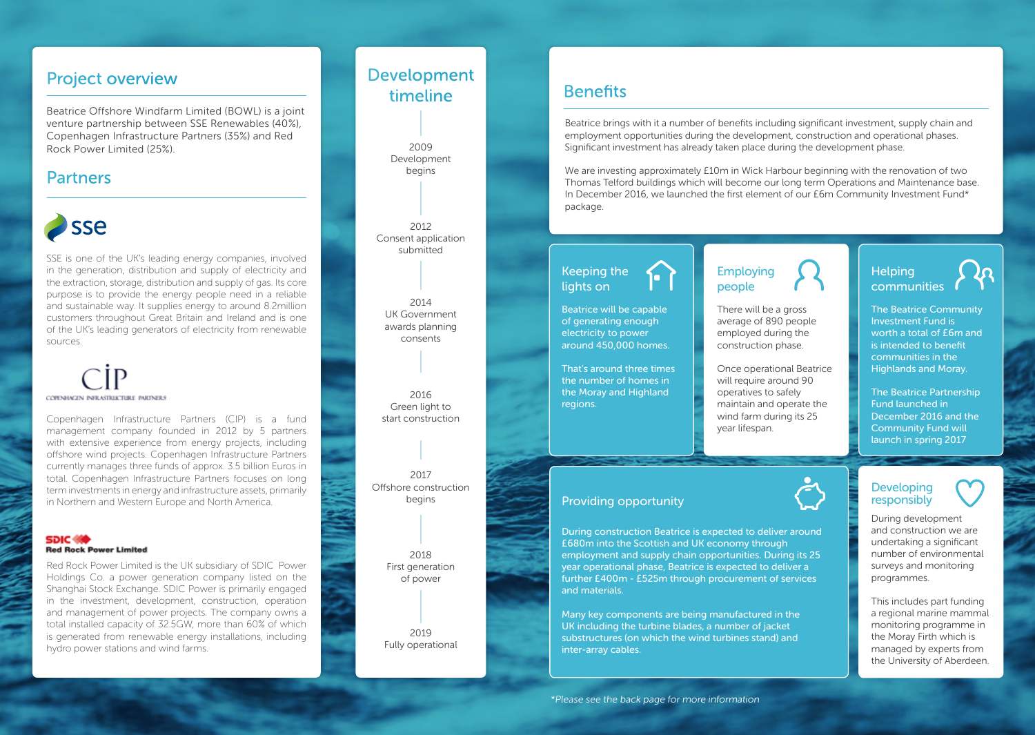## Project overview

Beatrice Offshore Windfarm Limited (BOWL) is a joint venture partnership between SSE Renewables (40%), Copenhagen Infrastructure Partners (35%) and Red Rock Power Limited (25%).

## Partners

**sse**

SSE is one of the UK's leading energy companies, involved in the generation, distribution and supply of electricity and the extraction, storage, distribution and supply of gas. Its core purpose is to provide the energy people need in a reliable and sustainable way. It supplies energy to around 8.2million customers throughout Great Britain and Ireland and is one of the UK's leading generators of electricity from renewable sources.

**CIP – COPENHAGEN INFRASTRUCTURE PARTNERS**

Copenhagen Infrastructure Partners (CIP) is a fund management company founded in 2012 by 5 partners with extensive experience from energy projects, including offshore wind projects. Copenhagen Infrastructure Partners currently manages three funds of approx. 3.5 billion Euros in total. Copenhagen Infrastructure Partners focuses on long term investments in energy and infrastructure assets, primarily in Northern and Western Europe and North America.

**SDIC Red Rock Power Limited**

Red Rock Power Limited is the UK subsidiary of SDIC Power Holdings Co. a power generation company listed on the Shanghai Stock Exchange. SDIC Power is primarily engaged in the investment, development, construction, operation and management of power projects. The company owns a total installed capacity of 32.5GW, more than 60% of which is generated from renewable energy installations, including hydro power stations and wind farms.

## Development timeline

- 2009 Development begins
- 2012 Consent application submitted
- 2014 UK Government awards planning consents
- 2016 Green light to start construction
- 2017 Offshore construction begins
- 2018 First generation of power
- 2019 Fully operational

## Benefits

Beatrice brings with it a number of benefits including significant investment, supply chain and employment opportunities during the development, construction and operational phases. Significant investment has already taken place during the development phase.

We are investing approximately £10m in Wick Harbour beginning with the renovation of two Thomas Telford buildings which will become our long term Operations and Maintenance base. In December 2016, we launched the first element of our £6m Community Investment Fund* package.

### Keeping the lights on

Beatrice will be capable of generating enough electricity to power around 450,000 homes.

That's around three times the number of homes in the Moray and Highland regions.

### Employing people

There will be a gross average of 890 people employed during the construction phase.

Once operational Beatrice will require around 90 operatives to safely maintain and operate the wind farm during its 25 year lifespan.

### Helping communities

The Beatrice Community Investment Fund is worth a total of £6m and is intended to benefit communities in the Highlands and Moray.

The Beatrice Partnership Fund launched in December 2016 and the Community Fund will launch in spring 2017

### Providing opportunity

During construction Beatrice is expected to deliver around £680m into the Scottish and UK economy through employment and supply chain opportunities. During its 25 year operational phase, Beatrice is expected to deliver a further £400m - £525m through procurement of services and materials.

Many key components are being manufactured in the UK including the turbine blades, a number of jacket substructures (on which the wind turbines stand) and inter-array cables.

### Developing responsibly

During development and construction we are undertaking a significant number of environmental surveys and monitoring programmes.

This includes part funding a regional marine mammal monitoring programme in the Moray Firth which is managed by experts from the University of Aberdeen.

*Please see the back page for more information*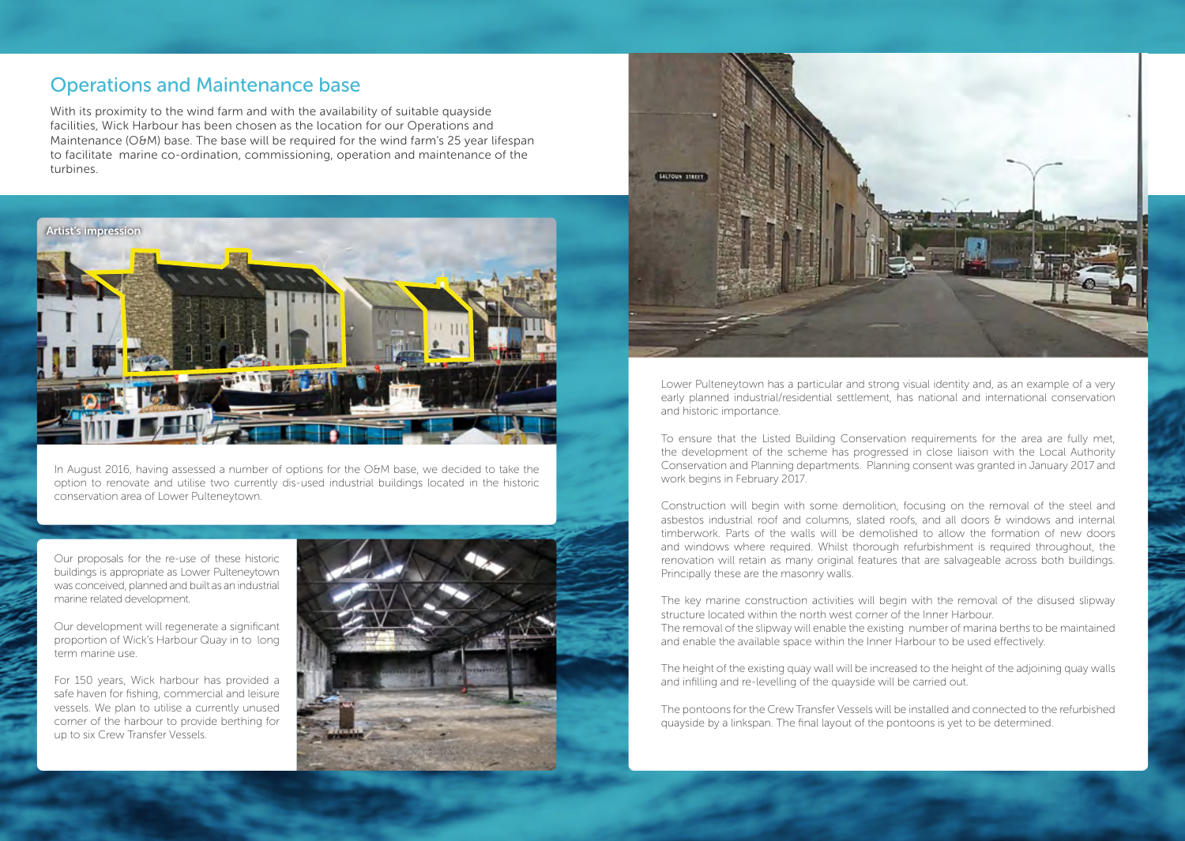## Operations and Maintenance base

With its proximity to the wind farm and with the availability of suitable quayside facilities, Wick Harbour has been chosen as the location for our Operations and Maintenance (O&M) base. The base will be required for the wind farm's 25 year lifespan to facilitate marine co-ordination, commissioning, operation and maintenance of the turbines.

Artist's impression

In August 2016, having assessed a number of options for the O&M base, we decided to take the option to renovate and utilise two currently dis-used industrial buildings located in the historic conservation area of Lower Pulteneytown.

Our proposals for the re-use of these historic buildings is appropriate as Lower Pulteneytown was conceived, planned and built as an industrial marine related development.

Our development will regenerate a significant proportion of Wick's Harbour Quay in to long term marine use.

For 150 years, Wick harbour has provided a safe haven for fishing, commercial and leisure vessels. We plan to utilise a currently unused corner of the harbour to provide berthing for up to six Crew Transfer Vessels.

Lower Pulteneytown has a particular and strong visual identity and, as an example of a very early planned industrial/residential settlement, has national and international conservation and historic importance.

To ensure that the Listed Building Conservation requirements for the area are fully met, the development of the scheme has progressed in close liaison with the Local Authority Conservation and Planning departments. Planning consent was granted in January 2017 and work begins in February 2017.

Construction will begin with some demolition, focusing on the removal of the steel and asbestos industrial roof and columns, slated roofs, and all doors & windows and internal timberwork. Parts of the walls will be demolished to allow the formation of new doors and windows where required. Whilst thorough refurbishment is required throughout, the renovation will retain as many original features that are salvageable across both buildings. Principally these are the masonry walls.

The key marine construction activities will begin with the removal of the disused slipway structure located within the north west corner of the Inner Harbour.
The removal of the slipway will enable the existing number of marina berths to be maintained and enable the available space within the Inner Harbour to be used effectively.

The height of the existing quay wall will be increased to the height of the adjoining quay walls and infilling and re-levelling of the quayside will be carried out.

The pontoons for the Crew Transfer Vessels will be installed and connected to the refurbished quayside by a linkspan. The final layout of the pontoons is yet to be determined.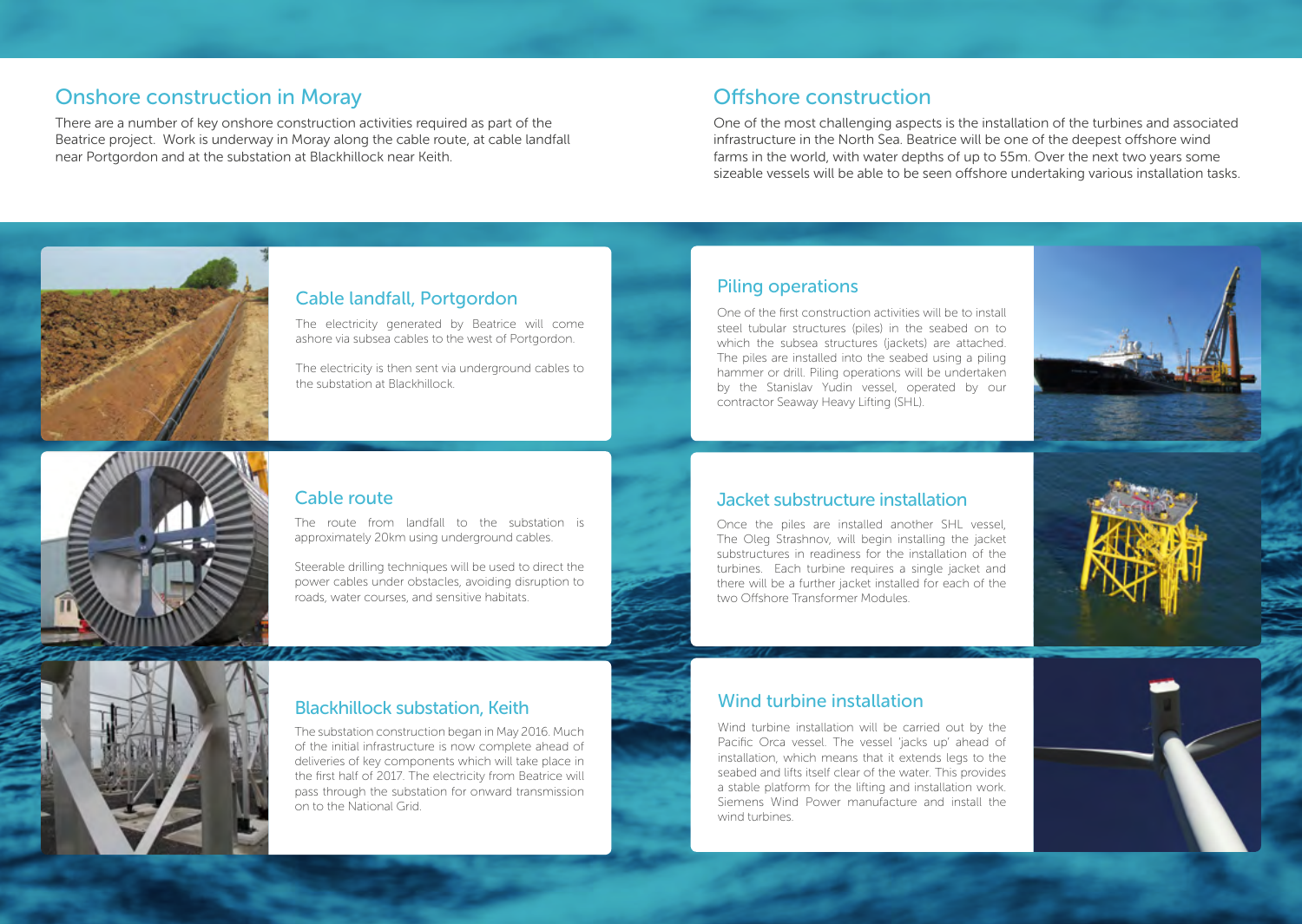## Onshore construction in Moray

There are a number of key onshore construction activities required as part of the Beatrice project. Work is underway in Moray along the cable route, at cable landfall near Portgordon and at the substation at Blackhillock near Keith.

### Cable landfall, Portgordon

The electricity generated by Beatrice will come ashore via subsea cables to the west of Portgordon.

The electricity is then sent via underground cables to the substation at Blackhillock.

### Cable route

The route from landfall to the substation is approximately 20km using underground cables.

Steerable drilling techniques will be used to direct the power cables under obstacles, avoiding disruption to roads, water courses, and sensitive habitats.

### Blackhillock substation, Keith

The substation construction began in May 2016. Much of the initial infrastructure is now complete ahead of deliveries of key components which will take place in the first half of 2017. The electricity from Beatrice will pass through the substation for onward transmission on to the National Grid.

## Offshore construction

One of the most challenging aspects is the installation of the turbines and associated infrastructure in the North Sea. Beatrice will be one of the deepest offshore wind farms in the world, with water depths of up to 55m. Over the next two years some sizeable vessels will be able to be seen offshore undertaking various installation tasks.

### Piling operations

One of the first construction activities will be to install steel tubular structures (piles) in the seabed on to which the subsea structures (jackets) are attached. The piles are installed into the seabed using a piling hammer or drill. Piling operations will be undertaken by the Stanislav Yudin vessel, operated by our contractor Seaway Heavy Lifting (SHL).

### Jacket substructure installation

Once the piles are installed another SHL vessel, The Oleg Strashnov, will begin installing the jacket substructures in readiness for the installation of the turbines. Each turbine requires a single jacket and there will be a further jacket installed for each of the two Offshore Transformer Modules.

### Wind turbine installation

Wind turbine installation will be carried out by the Pacific Orca vessel. The vessel 'jacks up' ahead of installation, which means that it extends legs to the seabed and lifts itself clear of the water. This provides a stable platform for the lifting and installation work. Siemens Wind Power manufacture and install the wind turbines.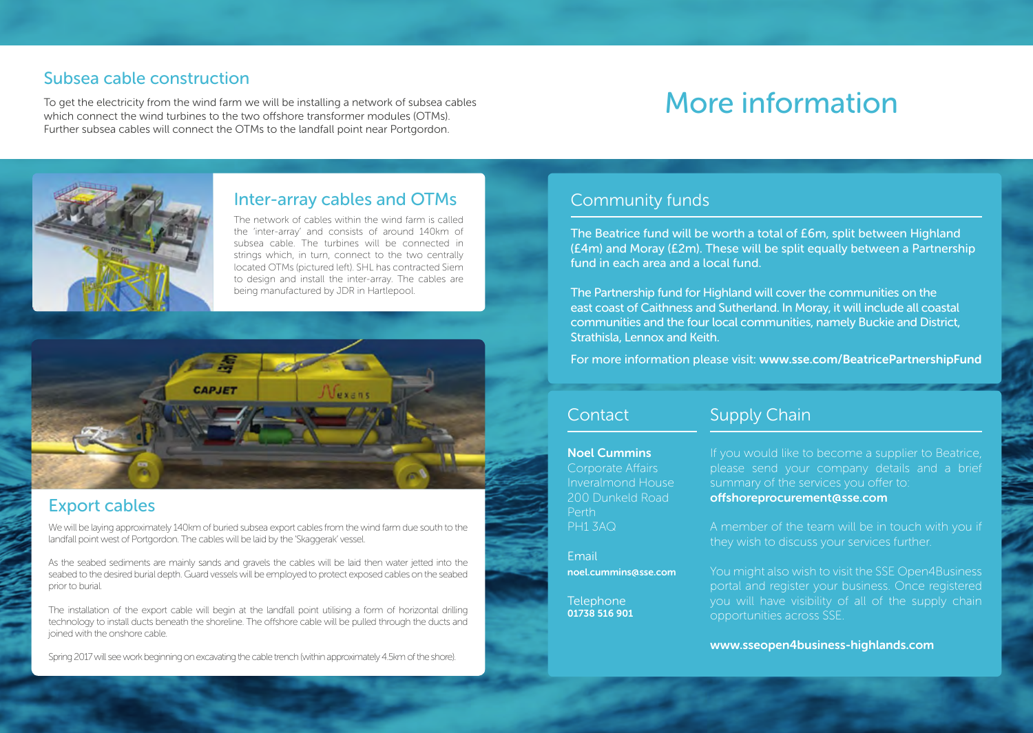## Subsea cable construction

To get the electricity from the wind farm we will be installing a network of subsea cables which connect the wind turbines to the two offshore transformer modules (OTMs). Further subsea cables will connect the OTMs to the landfall point near Portgordon.

### Inter-array cables and OTMs

The network of cables within the wind farm is called the 'inter-array' and consists of around 140km of subsea cable. The turbines will be connected in strings which, in turn, connect to the two centrally located OTMs (pictured left). SHL has contracted Siem to design and install the inter-array. The cables are being manufactured by JDR in Hartlepool.

### Export cables

We will be laying approximately 140km of buried subsea export cables from the wind farm due south to the landfall point west of Portgordon. The cables will be laid by the 'Skaggerak' vessel.

As the seabed sediments are mainly sands and gravels the cables will be laid then water jetted into the seabed to the desired burial depth. Guard vessels will be employed to protect exposed cables on the seabed prior to burial.

The installation of the export cable will begin at the landfall point utilising a form of horizontal drilling technology to install ducts beneath the shoreline. The offshore cable will be pulled through the ducts and joined with the onshore cable.

Spring 2017 will see work beginning on excavating the cable trench (within approximately 4.5km of the shore).

# More information

## Community funds

The Beatrice fund will be worth a total of £6m, split between Highland (£4m) and Moray (£2m). These will be split equally between a Partnership fund in each area and a local fund.

The Partnership fund for Highland will cover the communities on the east coast of Caithness and Sutherland. In Moray, it will include all coastal communities and the four local communities, namely Buckie and District, Strathisla, Lennox and Keith.

For more information please visit: **www.sse.com/BeatricePartnershipFund**

## Contact

**Noel Cummins**
Corporate Affairs
Inveralmond House
200 Dunkeld Road
Perth
PH1 3AQ

Email
**noel.cummins@sse.com**

Telephone
**01738 516 901**

## Supply Chain

If you would like to become a supplier to Beatrice, please send your company details and a brief summary of the services you offer to: **offshoreprocurement@sse.com**

A member of the team will be in touch with you if they wish to discuss your services further.

You might also wish to visit the SSE Open4Business portal and register your business. Once registered you will have visibility of all of the supply chain opportunities across SSE.

**www.sseopen4business-highlands.com**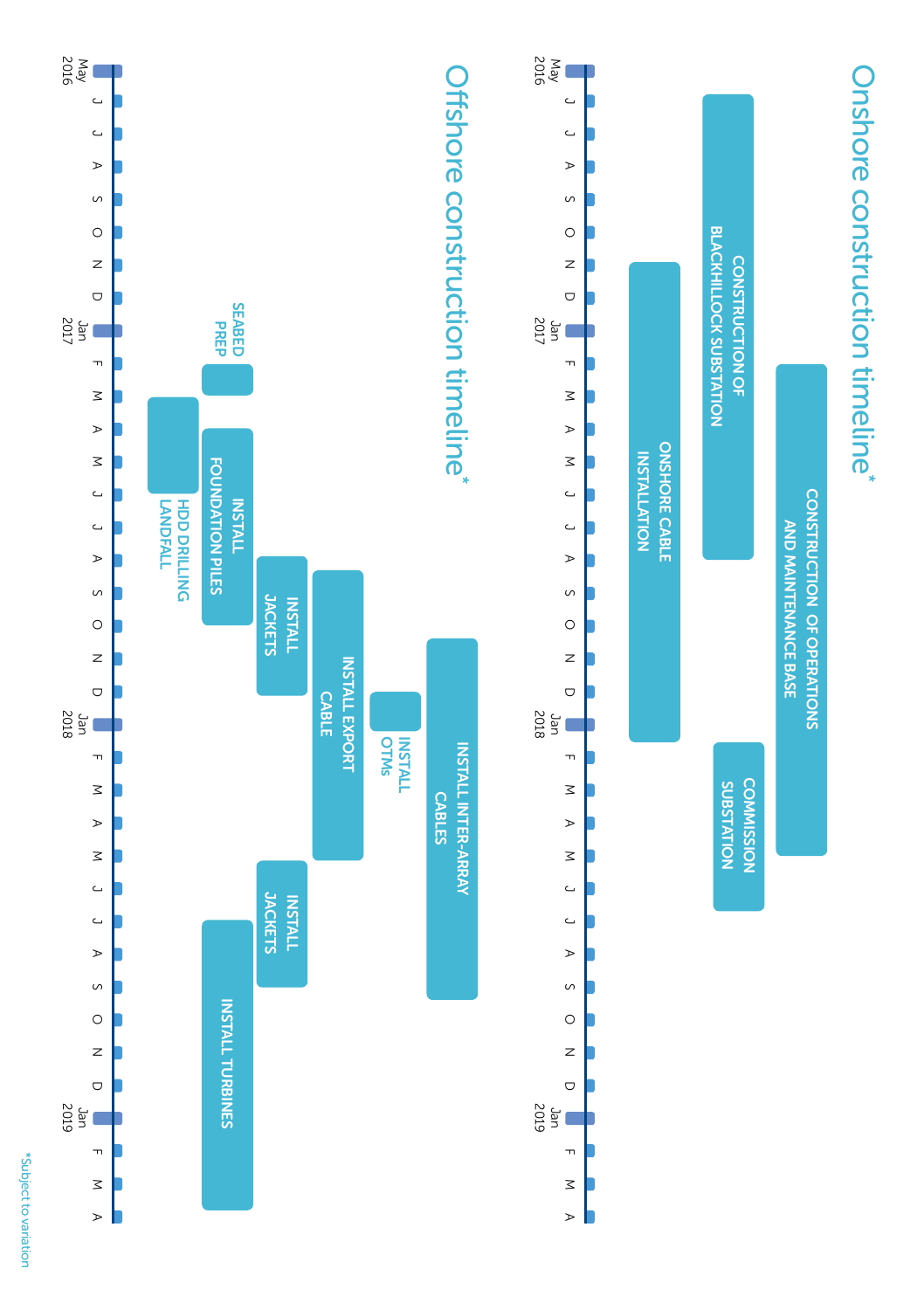# Onshore construction timeline*

May 2016
J
J
A
S
O
N
D
Jan 2017
F
M
A
M
J
J
A
S
O
N
D
Jan 2018
F
M
A
M
J
J
A
S
O
N
D
Jan 2019
F
M
A

CONSTRUCTION OF BLACKHILLOCK SUBSTATION

ONSHORE CABLE INSTALLATION

CONSTRUCTION OF OPERATIONS AND MAINTENANCE BASE

COMMISSION SUBSTATION

# Offshore construction timeline*

May 2016
J
J
A
S
O
N
D
Jan 2017
F
M
A
M
J
J
A
S
O
N
D
Jan 2018
F
M
A
M
J
J
A
S
O
N
D
Jan 2019
F
M
A

SEABED PREP

HDD DRILLING LANDFALL

INSTALL FOUNDATION PILES

INSTALL JACKETS

INSTALL EXPORT CABLE

INSTALL OTMs

INSTALL INTER-ARRAY CABLES

INSTALL JACKETS

INSTALL TURBINES

*Subject to variation